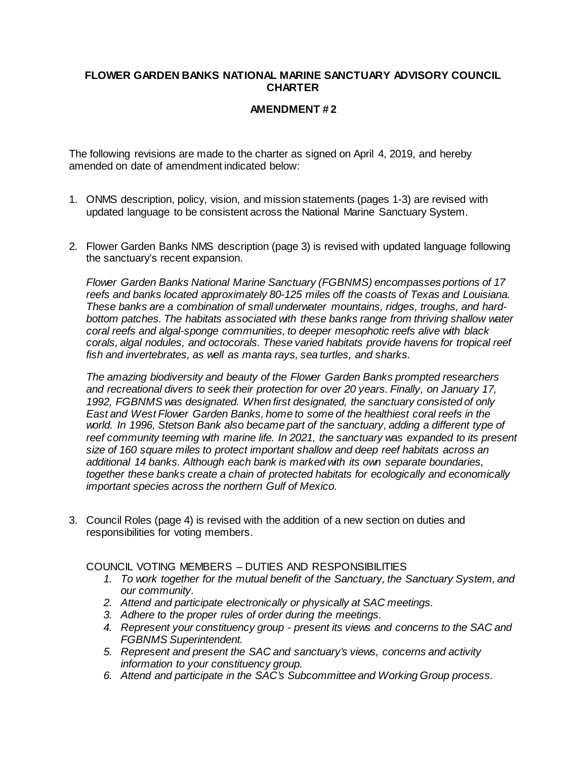**FLOWER GARDEN BANKS NATIONAL MARINE SANCTUARY ADVISORY COUNCIL CHARTER**

**AMENDMENT # 2**

The following revisions are made to the charter as signed on April 4, 2019, and hereby amended on date of amendment indicated below:

1. ONMS description, policy, vision, and mission statements (pages 1-3) are revised with updated language to be consistent across the National Marine Sanctuary System.

2. Flower Garden Banks NMS description (page 3) is revised with updated language following the sanctuary's recent expansion.

   *Flower Garden Banks National Marine Sanctuary (FGBNMS) encompasses portions of 17 reefs and banks located approximately 80-125 miles off the coasts of Texas and Louisiana. These banks are a combination of small underwater mountains, ridges, troughs, and hard-bottom patches. The habitats associated with these banks range from thriving shallow water coral reefs and algal-sponge communities, to deeper mesophotic reefs alive with black corals, algal nodules, and octocorals. These varied habitats provide havens for tropical reef fish and invertebrates, as well as manta rays, sea turtles, and sharks.*

   *The amazing biodiversity and beauty of the Flower Garden Banks prompted researchers and recreational divers to seek their protection for over 20 years. Finally, on January 17, 1992, FGBNMS was designated. When first designated, the sanctuary consisted of only East and West Flower Garden Banks, home to some of the healthiest coral reefs in the world. In 1996, Stetson Bank also became part of the sanctuary, adding a different type of reef community teeming with marine life. In 2021, the sanctuary was expanded to its present size of 160 square miles to protect important shallow and deep reef habitats across an additional 14 banks. Although each bank is marked with its own separate boundaries, together these banks create a chain of protected habitats for ecologically and economically important species across the northern Gulf of Mexico.*

3. Council Roles (page 4) is revised with the addition of a new section on duties and responsibilities for voting members.

   COUNCIL VOTING MEMBERS – DUTIES AND RESPONSIBILITIES

   1. *To work together for the mutual benefit of the Sanctuary, the Sanctuary System, and our community.*
   2. *Attend and participate electronically or physically at SAC meetings.*
   3. *Adhere to the proper rules of order during the meetings.*
   4. *Represent your constituency group - present its views and concerns to the SAC and FGBNMS Superintendent.*
   5. *Represent and present the SAC and sanctuary's views, concerns and activity information to your constituency group.*
   6. *Attend and participate in the SAC's Subcommittee and Working Group process.*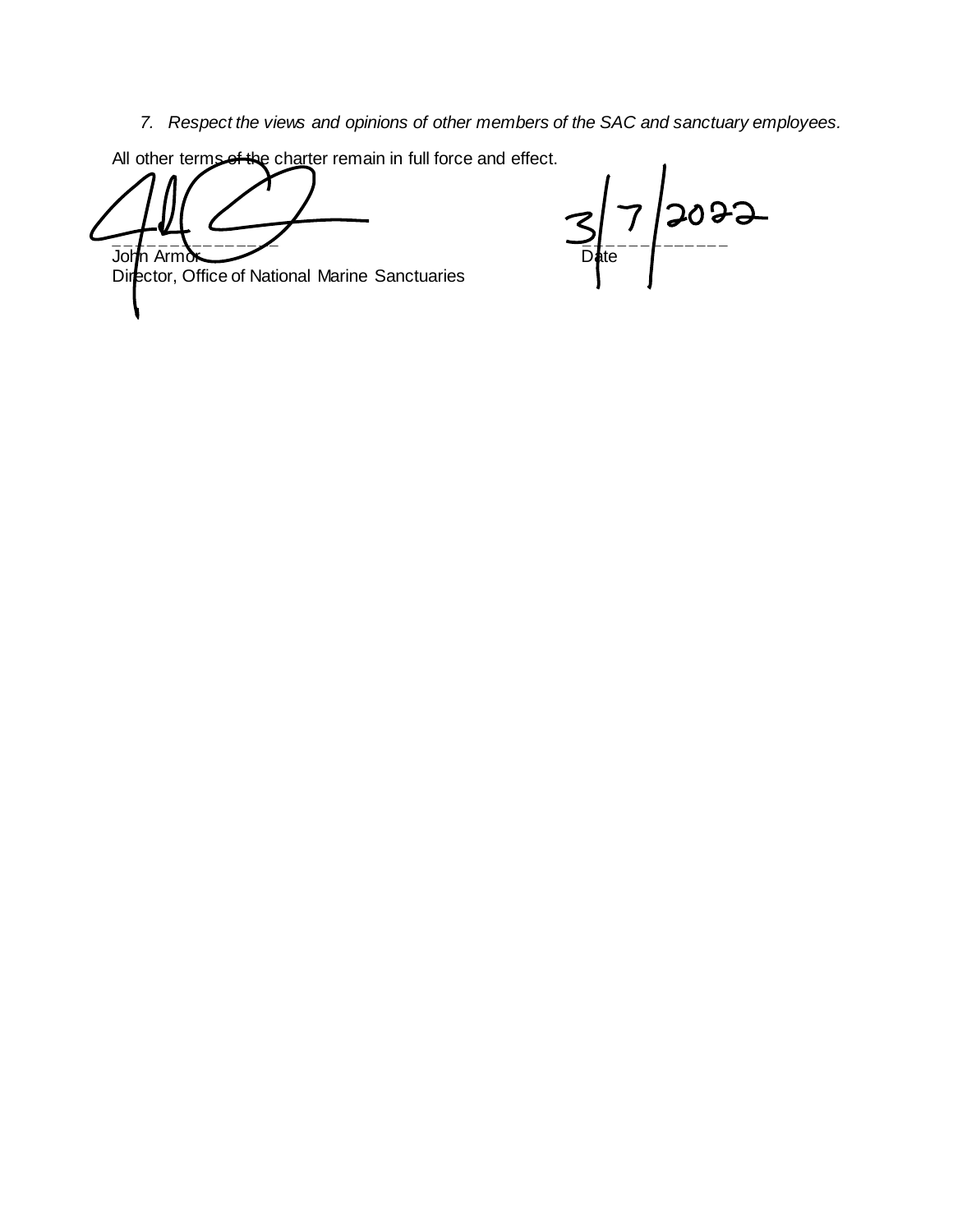7. *Respect the views and opinions of other members of the SAC and sanctuary employees.*

All other terms of the charter remain in full force and effect.

_______________ 
John Armor
Director, Office of National Marine Sanctuaries

3/7/2022
_____________
Date